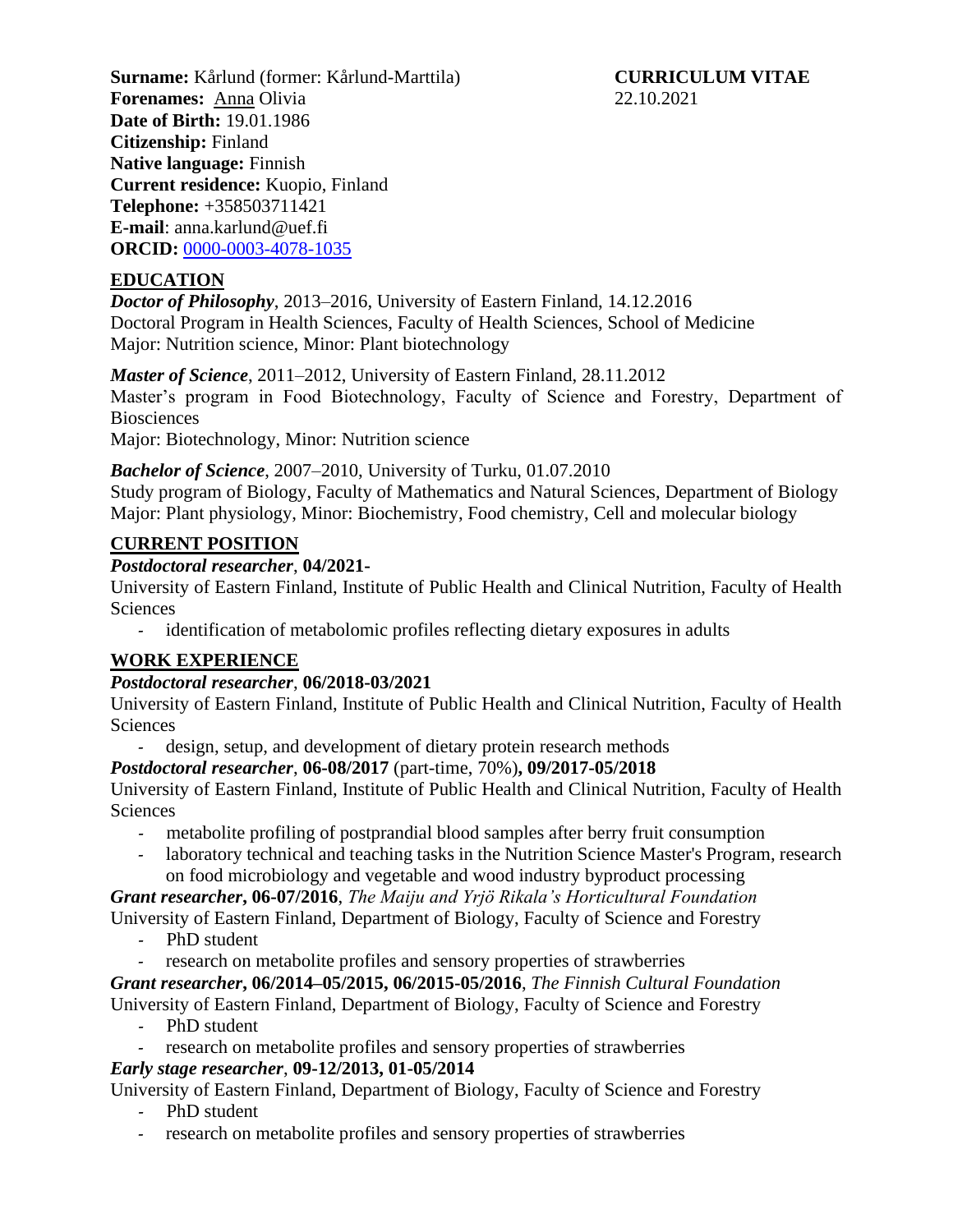**Surname:** Kårlund (former: Kårlund-Marttila) **CURRICULUM VITAE**

**Forenames:** Anna Olivia 22.10.2021

**Date of Birth:** 19.01.1986

**Citizenship:** Finland

**Native language:** Finnish

**Current residence:** Kuopio, Finland

**Telephone:** +358503711421

**E-mail**: anna.karlund@uef.fi

**ORCID:** 0000-0003-4078-1035

## EDUCATION

***Doctor of Philosophy***, 2013–2016, University of Eastern Finland, 14.12.2016
Doctoral Program in Health Sciences, Faculty of Health Sciences, School of Medicine
Major: Nutrition science, Minor: Plant biotechnology

***Master of Science***, 2011–2012, University of Eastern Finland, 28.11.2012
Master's program in Food Biotechnology, Faculty of Science and Forestry, Department of Biosciences
Major: Biotechnology, Minor: Nutrition science

***Bachelor of Science***, 2007–2010, University of Turku, 01.07.2010
Study program of Biology, Faculty of Mathematics and Natural Sciences, Department of Biology
Major: Plant physiology, Minor: Biochemistry, Food chemistry, Cell and molecular biology

## CURRENT POSITION

***Postdoctoral researcher***, **04/2021-**
University of Eastern Finland, Institute of Public Health and Clinical Nutrition, Faculty of Health Sciences

- identification of metabolomic profiles reflecting dietary exposures in adults

## WORK EXPERIENCE

***Postdoctoral researcher***, **06/2018-03/2021**
University of Eastern Finland, Institute of Public Health and Clinical Nutrition, Faculty of Health Sciences

- design, setup, and development of dietary protein research methods

***Postdoctoral researcher***, **06-08/2017** (part-time, 70%)**, 09/2017-05/2018**
University of Eastern Finland, Institute of Public Health and Clinical Nutrition, Faculty of Health Sciences

- metabolite profiling of postprandial blood samples after berry fruit consumption
- laboratory technical and teaching tasks in the Nutrition Science Master's Program, research on food microbiology and vegetable and wood industry byproduct processing

***Grant researcher*, 06-07/2016**, *The Maiju and Yrjö Rikala's Horticultural Foundation*
University of Eastern Finland, Department of Biology, Faculty of Science and Forestry

- PhD student
- research on metabolite profiles and sensory properties of strawberries

***Grant researcher*, 06/2014–05/2015, 06/2015-05/2016**, *The Finnish Cultural Foundation*
University of Eastern Finland, Department of Biology, Faculty of Science and Forestry

- PhD student
- research on metabolite profiles and sensory properties of strawberries

***Early stage researcher***, **09-12/2013, 01-05/2014**
University of Eastern Finland, Department of Biology, Faculty of Science and Forestry

- PhD student
- research on metabolite profiles and sensory properties of strawberries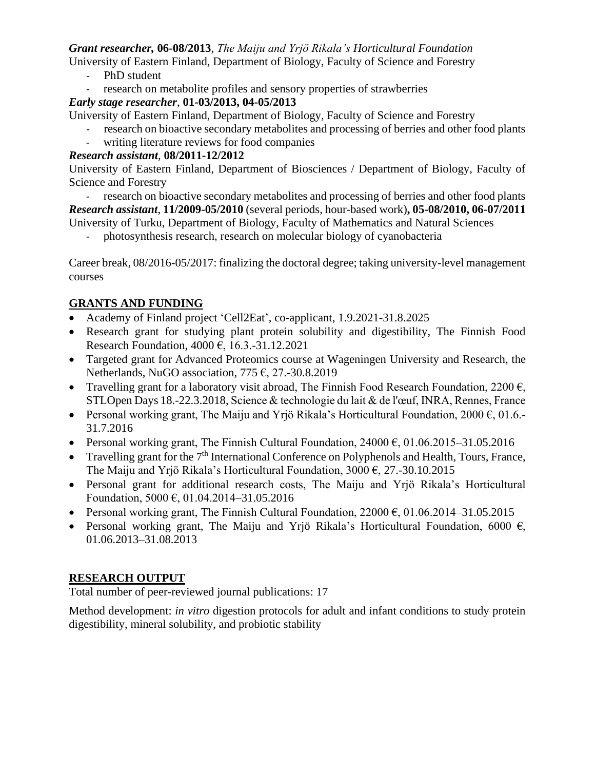***Grant researcher,* 06-08/2013**, *The Maiju and Yrjö Rikala's Horticultural Foundation*
University of Eastern Finland, Department of Biology, Faculty of Science and Forestry

- PhD student
- research on metabolite profiles and sensory properties of strawberries

***Early stage researcher*, 01-03/2013, 04-05/2013**
University of Eastern Finland, Department of Biology, Faculty of Science and Forestry

- research on bioactive secondary metabolites and processing of berries and other food plants
- writing literature reviews for food companies

***Research assistant*, 08/2011-12/2012**
University of Eastern Finland, Department of Biosciences / Department of Biology, Faculty of Science and Forestry

- research on bioactive secondary metabolites and processing of berries and other food plants

***Research assistant*, 11/2009-05/2010** (several periods, hour-based work)**, 05-08/2010, 06-07/2011**
University of Turku, Department of Biology, Faculty of Mathematics and Natural Sciences

- photosynthesis research, research on molecular biology of cyanobacteria

Career break, 08/2016-05/2017: finalizing the doctoral degree; taking university-level management courses

## GRANTS AND FUNDING

- Academy of Finland project 'Cell2Eat', co-applicant, 1.9.2021-31.8.2025
- Research grant for studying plant protein solubility and digestibility, The Finnish Food Research Foundation, 4000 €, 16.3.-31.12.2021
- Targeted grant for Advanced Proteomics course at Wageningen University and Research, the Netherlands, NuGO association, 775 €, 27.-30.8.2019
- Travelling grant for a laboratory visit abroad, The Finnish Food Research Foundation, 2200 €, STLOpen Days 18.-22.3.2018, Science & technologie du lait & de l'œuf, INRA, Rennes, France
- Personal working grant, The Maiju and Yrjö Rikala's Horticultural Foundation, 2000 €, 01.6.-31.7.2016
- Personal working grant, The Finnish Cultural Foundation, 24000 €, 01.06.2015–31.05.2016
- Travelling grant for the 7th International Conference on Polyphenols and Health, Tours, France, The Maiju and Yrjö Rikala's Horticultural Foundation, 3000 €, 27.-30.10.2015
- Personal grant for additional research costs, The Maiju and Yrjö Rikala's Horticultural Foundation, 5000 €, 01.04.2014–31.05.2016
- Personal working grant, The Finnish Cultural Foundation, 22000 €, 01.06.2014–31.05.2015
- Personal working grant, The Maiju and Yrjö Rikala's Horticultural Foundation, 6000 €, 01.06.2013–31.08.2013

## RESEARCH OUTPUT

Total number of peer-reviewed journal publications: 17

Method development: *in vitro* digestion protocols for adult and infant conditions to study protein digestibility, mineral solubility, and probiotic stability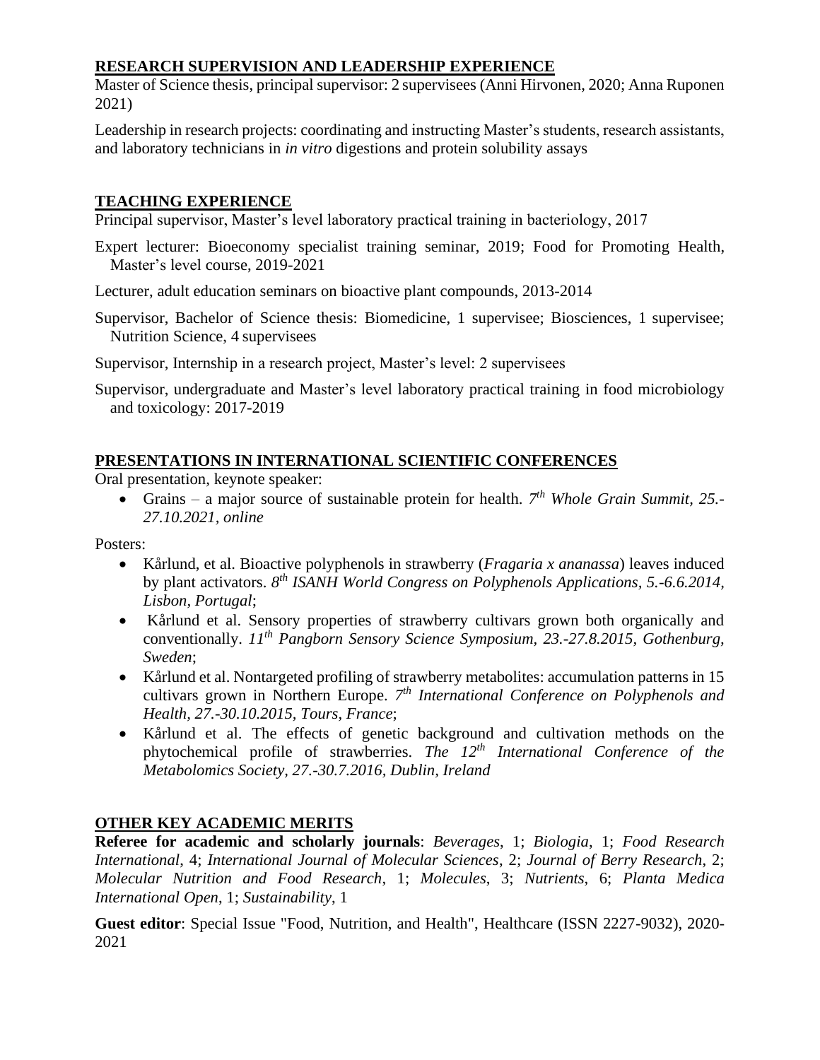## RESEARCH SUPERVISION AND LEADERSHIP EXPERIENCE

Master of Science thesis, principal supervisor: 2 supervisees (Anni Hirvonen, 2020; Anna Ruponen 2021)

Leadership in research projects: coordinating and instructing Master's students, research assistants, and laboratory technicians in *in vitro* digestions and protein solubility assays

## TEACHING EXPERIENCE

Principal supervisor, Master's level laboratory practical training in bacteriology, 2017

Expert lecturer: Bioeconomy specialist training seminar, 2019; Food for Promoting Health, Master's level course, 2019-2021

Lecturer, adult education seminars on bioactive plant compounds, 2013-2014

Supervisor, Bachelor of Science thesis: Biomedicine, 1 supervisee; Biosciences, 1 supervisee; Nutrition Science, 4 supervisees

Supervisor, Internship in a research project, Master's level: 2 supervisees

Supervisor, undergraduate and Master's level laboratory practical training in food microbiology and toxicology: 2017-2019

## PRESENTATIONS IN INTERNATIONAL SCIENTIFIC CONFERENCES

Oral presentation, keynote speaker:

- Grains – a major source of sustainable protein for health. *7th Whole Grain Summit, 25.-27.10.2021, online*

Posters:

- Kårlund, et al. Bioactive polyphenols in strawberry (*Fragaria x ananassa*) leaves induced by plant activators. *8th ISANH World Congress on Polyphenols Applications, 5.-6.6.2014, Lisbon, Portugal*;
- Kårlund et al. Sensory properties of strawberry cultivars grown both organically and conventionally. *11th Pangborn Sensory Science Symposium, 23.-27.8.2015, Gothenburg, Sweden*;
- Kårlund et al. Nontargeted profiling of strawberry metabolites: accumulation patterns in 15 cultivars grown in Northern Europe. *7th International Conference on Polyphenols and Health, 27.-30.10.2015, Tours, France*;
- Kårlund et al. The effects of genetic background and cultivation methods on the phytochemical profile of strawberries. *The 12th International Conference of the Metabolomics Society, 27.-30.7.2016, Dublin, Ireland*

## OTHER KEY ACADEMIC MERITS

**Referee for academic and scholarly journals**: *Beverages*, 1; *Biologia*, 1; *Food Research International*, 4; *International Journal of Molecular Sciences*, 2; *Journal of Berry Research*, 2; *Molecular Nutrition and Food Research*, 1; *Molecules*, 3; *Nutrients*, 6; *Planta Medica International Open*, 1; *Sustainability*, 1

**Guest editor**: Special Issue "Food, Nutrition, and Health", Healthcare (ISSN 2227-9032), 2020-2021